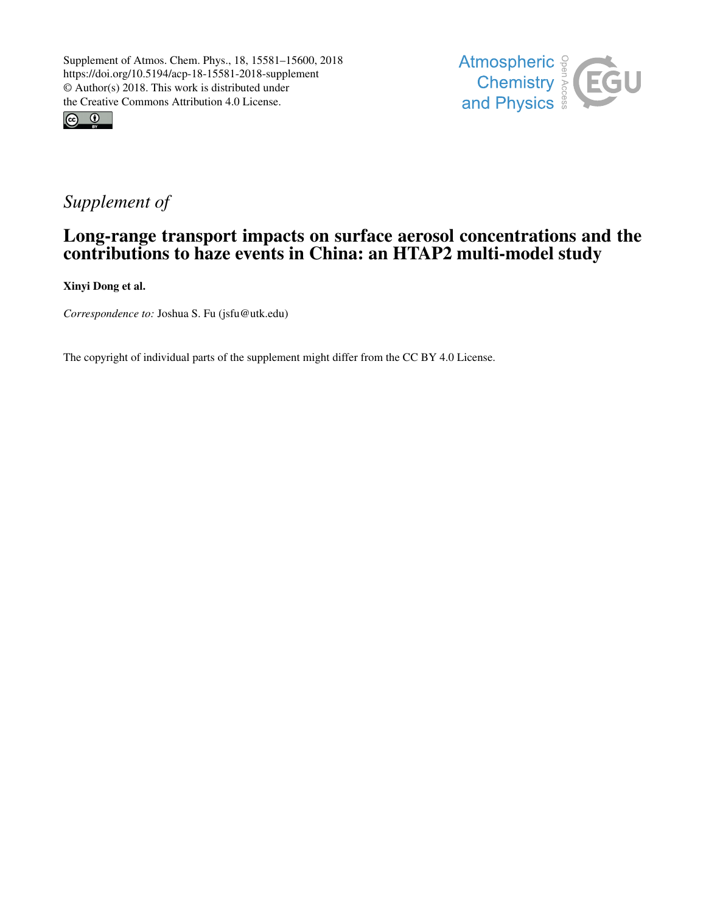Supplement of Atmos. Chem. Phys., 18, 15581–15600, 2018
https://doi.org/10.5194/acp-18-15581-2018-supplement
© Author(s) 2018. This work is distributed under
the Creative Commons Attribution 4.0 License.

*Supplement of*

# Long-range transport impacts on surface aerosol concentrations and the contributions to haze events in China: an HTAP2 multi-model study

**Xinyi Dong et al.**

*Correspondence to:* Joshua S. Fu (jsfu@utk.edu)

The copyright of individual parts of the supplement might differ from the CC BY 4.0 License.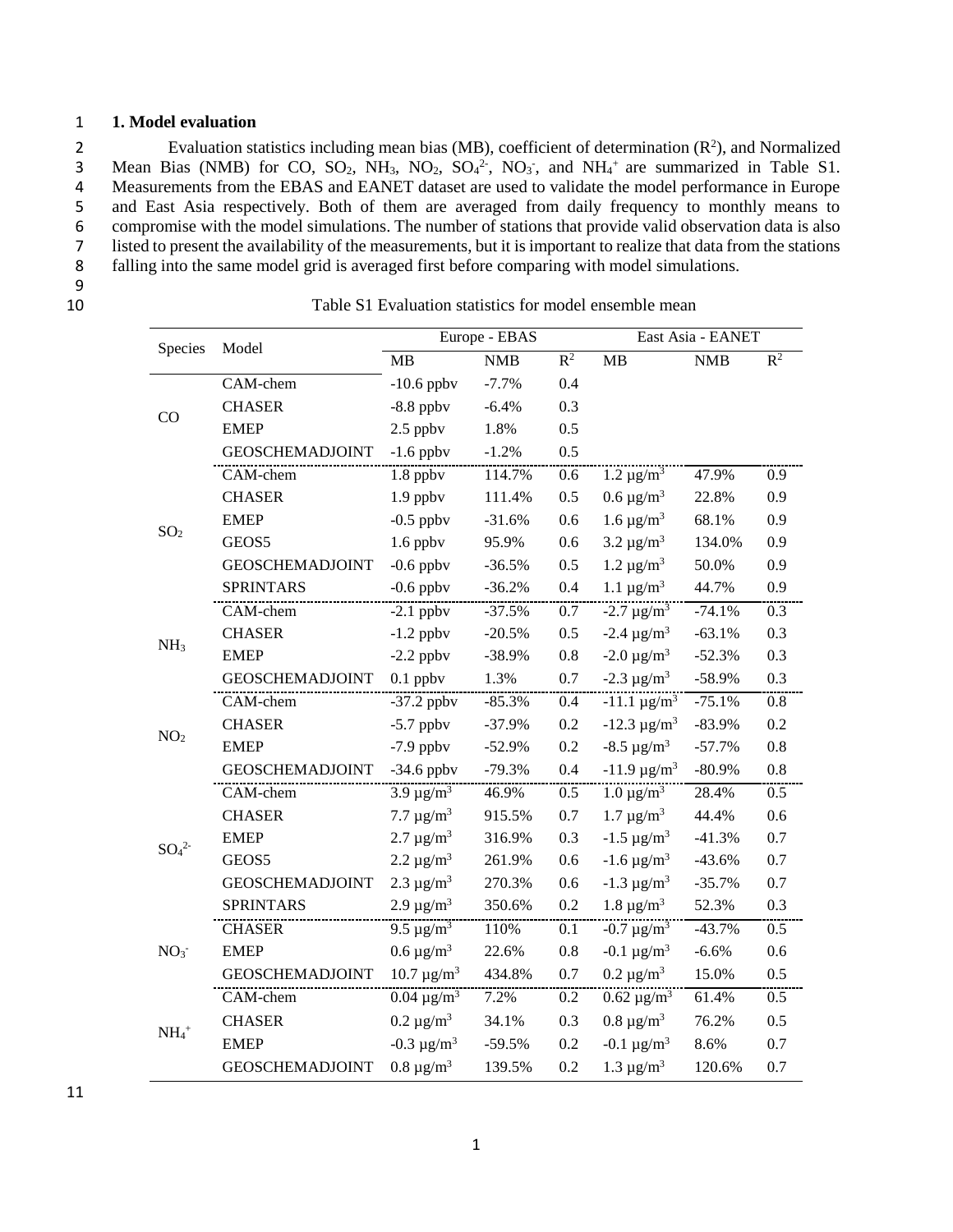## 1. Model evaluation

Evaluation statistics including mean bias (MB), coefficient of determination ($R^2$), and Normalized Mean Bias (NMB) for CO, $SO_2$, $NH_3$, $NO_2$, $SO_4^{2-}$, $NO_3^-$, and $NH_4^+$ are summarized in Table S1. Measurements from the EBAS and EANET dataset are used to validate the model performance in Europe and East Asia respectively. Both of them are averaged from daily frequency to monthly means to compromise with the model simulations. The number of stations that provide valid observation data is also listed to present the availability of the measurements, but it is important to realize that data from the stations falling into the same model grid is averaged first before comparing with model simulations.

Table S1 Evaluation statistics for model ensemble mean

| Species | Model | Europe - EBAS | | | East Asia - EANET | | |
|---|---|---|---|---|---|---|---|
| | | MB | NMB | $R^2$ | MB | NMB | $R^2$ |
| CO | CAM-chem | -10.6 ppbv | -7.7% | 0.4 | | | |
| | CHASER | -8.8 ppbv | -6.4% | 0.3 | | | |
| | EMEP | 2.5 ppbv | 1.8% | 0.5 | | | |
| | GEOSCHEMADJOINT | -1.6 ppbv | -1.2% | 0.5 | | | |
| $SO_2$ | CAM-chem | 1.8 ppbv | 114.7% | 0.6 | 1.2 $\mu g/m^3$ | 47.9% | 0.9 |
| | CHASER | 1.9 ppbv | 111.4% | 0.5 | 0.6 $\mu g/m^3$ | 22.8% | 0.9 |
| | EMEP | -0.5 ppbv | -31.6% | 0.6 | 1.6 $\mu g/m^3$ | 68.1% | 0.9 |
| | GEOS5 | 1.6 ppbv | 95.9% | 0.6 | 3.2 $\mu g/m^3$ | 134.0% | 0.9 |
| | GEOSCHEMADJOINT | -0.6 ppbv | -36.5% | 0.5 | 1.2 $\mu g/m^3$ | 50.0% | 0.9 |
| | SPRINTARS | -0.6 ppbv | -36.2% | 0.4 | 1.1 $\mu g/m^3$ | 44.7% | 0.9 |
| $NH_3$ | CAM-chem | -2.1 ppbv | -37.5% | 0.7 | -2.7 $\mu g/m^3$ | -74.1% | 0.3 |
| | CHASER | -1.2 ppbv | -20.5% | 0.5 | -2.4 $\mu g/m^3$ | -63.1% | 0.3 |
| | EMEP | -2.2 ppbv | -38.9% | 0.8 | -2.0 $\mu g/m^3$ | -52.3% | 0.3 |
| | GEOSCHEMADJOINT | 0.1 ppbv | 1.3% | 0.7 | -2.3 $\mu g/m^3$ | -58.9% | 0.3 |
| $NO_2$ | CAM-chem | -37.2 ppbv | -85.3% | 0.4 | -11.1 $\mu g/m^3$ | -75.1% | 0.8 |
| | CHASER | -5.7 ppbv | -37.9% | 0.2 | -12.3 $\mu g/m^3$ | -83.9% | 0.2 |
| | EMEP | -7.9 ppbv | -52.9% | 0.2 | -8.5 $\mu g/m^3$ | -57.7% | 0.8 |
| | GEOSCHEMADJOINT | -34.6 ppbv | -79.3% | 0.4 | -11.9 $\mu g/m^3$ | -80.9% | 0.8 |
| $SO_4^{2-}$ | CAM-chem | 3.9 $\mu g/m^3$ | 46.9% | 0.5 | 1.0 $\mu g/m^3$ | 28.4% | 0.5 |
| | CHASER | 7.7 $\mu g/m^3$ | 915.5% | 0.7 | 1.7 $\mu g/m^3$ | 44.4% | 0.6 |
| | EMEP | 2.7 $\mu g/m^3$ | 316.9% | 0.3 | -1.5 $\mu g/m^3$ | -41.3% | 0.7 |
| | GEOS5 | 2.2 $\mu g/m^3$ | 261.9% | 0.6 | -1.6 $\mu g/m^3$ | -43.6% | 0.7 |
| | GEOSCHEMADJOINT | 2.3 $\mu g/m^3$ | 270.3% | 0.6 | -1.3 $\mu g/m^3$ | -35.7% | 0.7 |
| | SPRINTARS | 2.9 $\mu g/m^3$ | 350.6% | 0.2 | 1.8 $\mu g/m^3$ | 52.3% | 0.3 |
| $NO_3^-$ | CHASER | 9.5 $\mu g/m^3$ | 110% | 0.1 | -0.7 $\mu g/m^3$ | -43.7% | 0.5 |
| | EMEP | 0.6 $\mu g/m^3$ | 22.6% | 0.8 | -0.1 $\mu g/m^3$ | -6.6% | 0.6 |
| | GEOSCHEMADJOINT | 10.7 $\mu g/m^3$ | 434.8% | 0.7 | 0.2 $\mu g/m^3$ | 15.0% | 0.5 |
| $NH_4^+$ | CAM-chem | 0.04 $\mu g/m^3$ | 7.2% | 0.2 | 0.62 $\mu g/m^3$ | 61.4% | 0.5 |
| | CHASER | 0.2 $\mu g/m^3$ | 34.1% | 0.3 | 0.8 $\mu g/m^3$ | 76.2% | 0.5 |
| | EMEP | -0.3 $\mu g/m^3$ | -59.5% | 0.2 | -0.1 $\mu g/m^3$ | 8.6% | 0.7 |
| | GEOSCHEMADJOINT | 0.8 $\mu g/m^3$ | 139.5% | 0.2 | 1.3 $\mu g/m^3$ | 120.6% | 0.7 |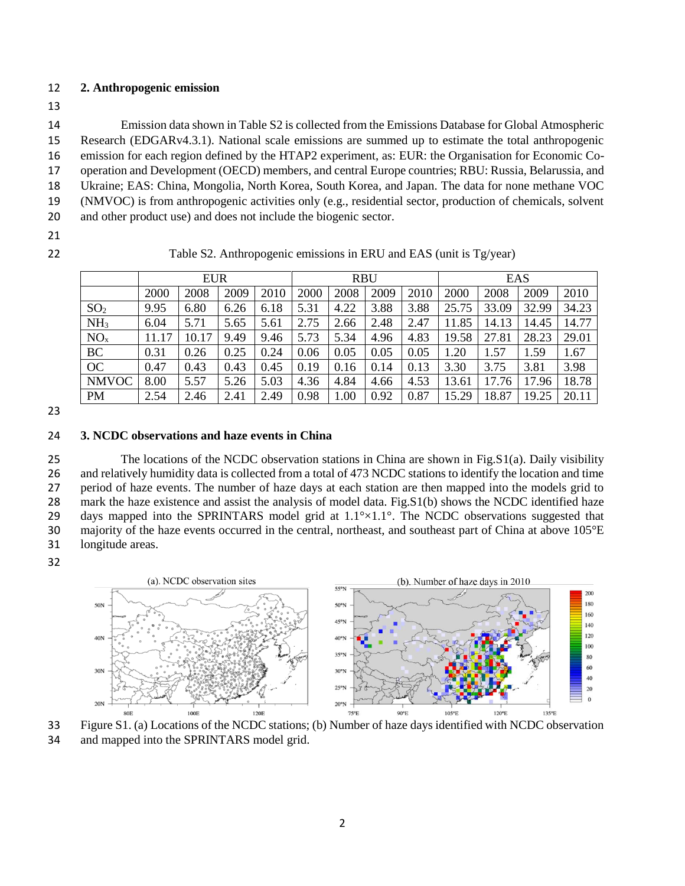## 2. Anthropogenic emission

Emission data shown in Table S2 is collected from the Emissions Database for Global Atmospheric Research (EDGARv4.3.1). National scale emissions are summed up to estimate the total anthropogenic emission for each region defined by the HTAP2 experiment, as: EUR: the Organisation for Economic Co-operation and Development (OECD) members, and central Europe countries; RBU: Russia, Belarussia, and Ukraine; EAS: China, Mongolia, North Korea, South Korea, and Japan. The data for none methane VOC (NMVOC) is from anthropogenic activities only (e.g., residential sector, production of chemicals, solvent and other product use) and does not include the biogenic sector.

Table S2. Anthropogenic emissions in ERU and EAS (unit is Tg/year)

| | EUR | | | | RBU | | | | EAS | | | |
|---|---|---|---|---|---|---|---|---|---|---|---|---|
| | 2000 | 2008 | 2009 | 2010 | 2000 | 2008 | 2009 | 2010 | 2000 | 2008 | 2009 | 2010 |
| $SO_2$ | 9.95 | 6.80 | 6.26 | 6.18 | 5.31 | 4.22 | 3.88 | 3.88 | 25.75 | 33.09 | 32.99 | 34.23 |
| $NH_3$ | 6.04 | 5.71 | 5.65 | 5.61 | 2.75 | 2.66 | 2.48 | 2.47 | 11.85 | 14.13 | 14.45 | 14.77 |
| $NO_x$ | 11.17 | 10.17 | 9.49 | 9.46 | 5.73 | 5.34 | 4.96 | 4.83 | 19.58 | 27.81 | 28.23 | 29.01 |
| BC | 0.31 | 0.26 | 0.25 | 0.24 | 0.06 | 0.05 | 0.05 | 0.05 | 1.20 | 1.57 | 1.59 | 1.67 |
| OC | 0.47 | 0.43 | 0.43 | 0.45 | 0.19 | 0.16 | 0.14 | 0.13 | 3.30 | 3.75 | 3.81 | 3.98 |
| NMVOC | 8.00 | 5.57 | 5.26 | 5.03 | 4.36 | 4.84 | 4.66 | 4.53 | 13.61 | 17.76 | 17.96 | 18.78 |
| PM | 2.54 | 2.46 | 2.41 | 2.49 | 0.98 | 1.00 | 0.92 | 0.87 | 15.29 | 18.87 | 19.25 | 20.11 |

## 3. NCDC observations and haze events in China

The locations of the NCDC observation stations in China are shown in Fig.S1(a). Daily visibility and relatively humidity data is collected from a total of 473 NCDC stations to identify the location and time period of haze events. The number of haze days at each station are then mapped into the models grid to mark the haze existence and assist the analysis of model data. Fig.S1(b) shows the NCDC identified haze days mapped into the SPRINTARS model grid at 1.1°×1.1°. The NCDC observations suggested that majority of the haze events occurred in the central, northeast, and southeast part of China at above 105°E longitude areas.

(a). NCDC observation sites

50N
40N
30N
20N
80E 100E 120E

(b). Number of haze days in 2010

55°N
50°N
45°N
40°N
35°N
30°N
25°N
20°N
75°E 90°E 105°E 120°E 135°E

200
180
160
140
120
100
80
60
40
20
0

Figure S1. (a) Locations of the NCDC stations; (b) Number of haze days identified with NCDC observation and mapped into the SPRINTARS model grid.